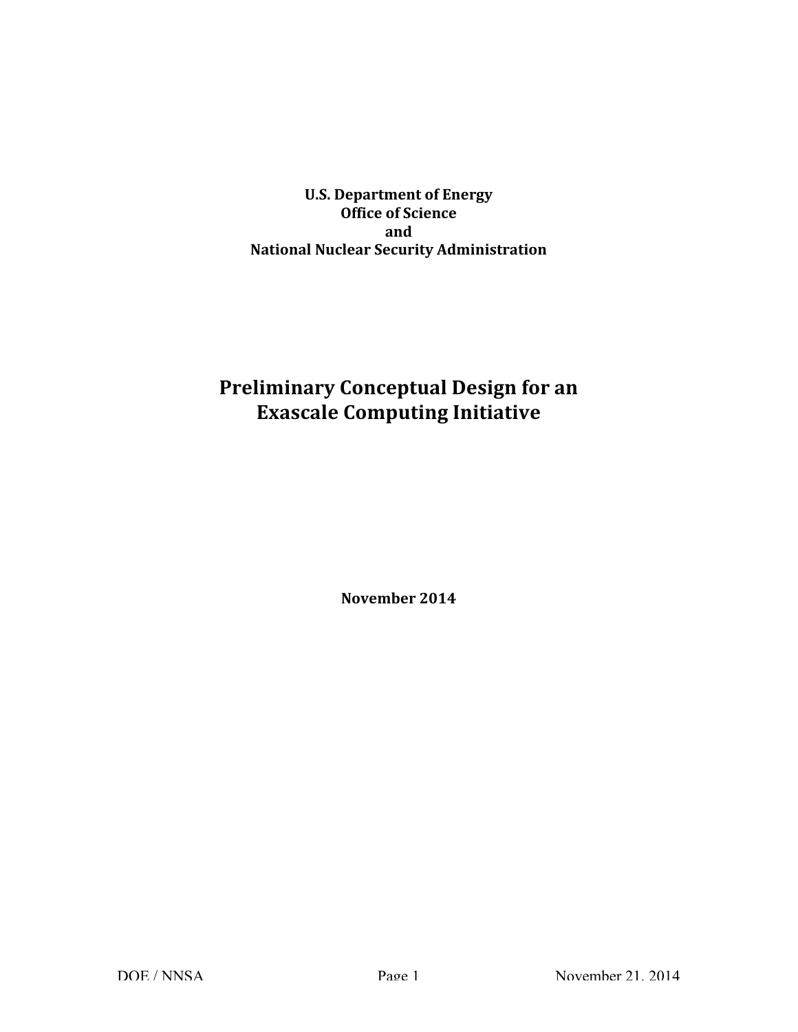**U.S. Department of Energy**
**Office of Science**
**and**
**National Nuclear Security Administration**

# Preliminary Conceptual Design for an Exascale Computing Initiative

**November 2014**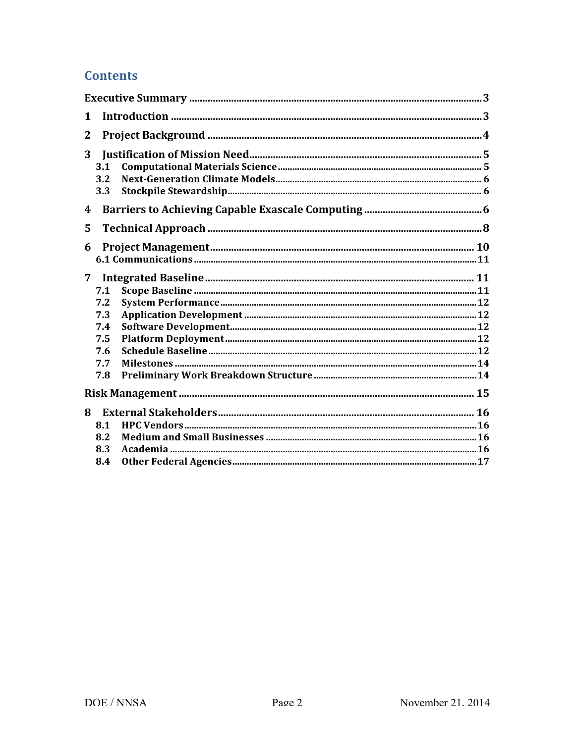# Contents

- Executive Summary ..... 3
- 1 Introduction ..... 3
- 2 Project Background ..... 4
- 3 Justification of Mission Need ..... 5
  - 3.1 Computational Materials Science ..... 5
  - 3.2 Next-Generation Climate Models ..... 6
  - 3.3 Stockpile Stewardship ..... 6
- 4 Barriers to Achieving Capable Exascale Computing ..... 6
- 5 Technical Approach ..... 8
- 6 Project Management ..... 10
  - 6.1 Communications ..... 11
- 7 Integrated Baseline ..... 11
  - 7.1 Scope Baseline ..... 11
  - 7.2 System Performance ..... 12
  - 7.3 Application Development ..... 12
  - 7.4 Software Development ..... 12
  - 7.5 Platform Deployment ..... 12
  - 7.6 Schedule Baseline ..... 12
  - 7.7 Milestones ..... 14
  - 7.8 Preliminary Work Breakdown Structure ..... 14
- Risk Management ..... 15
- 8 External Stakeholders ..... 16
  - 8.1 HPC Vendors ..... 16
  - 8.2 Medium and Small Businesses ..... 16
  - 8.3 Academia ..... 16
  - 8.4 Other Federal Agencies ..... 17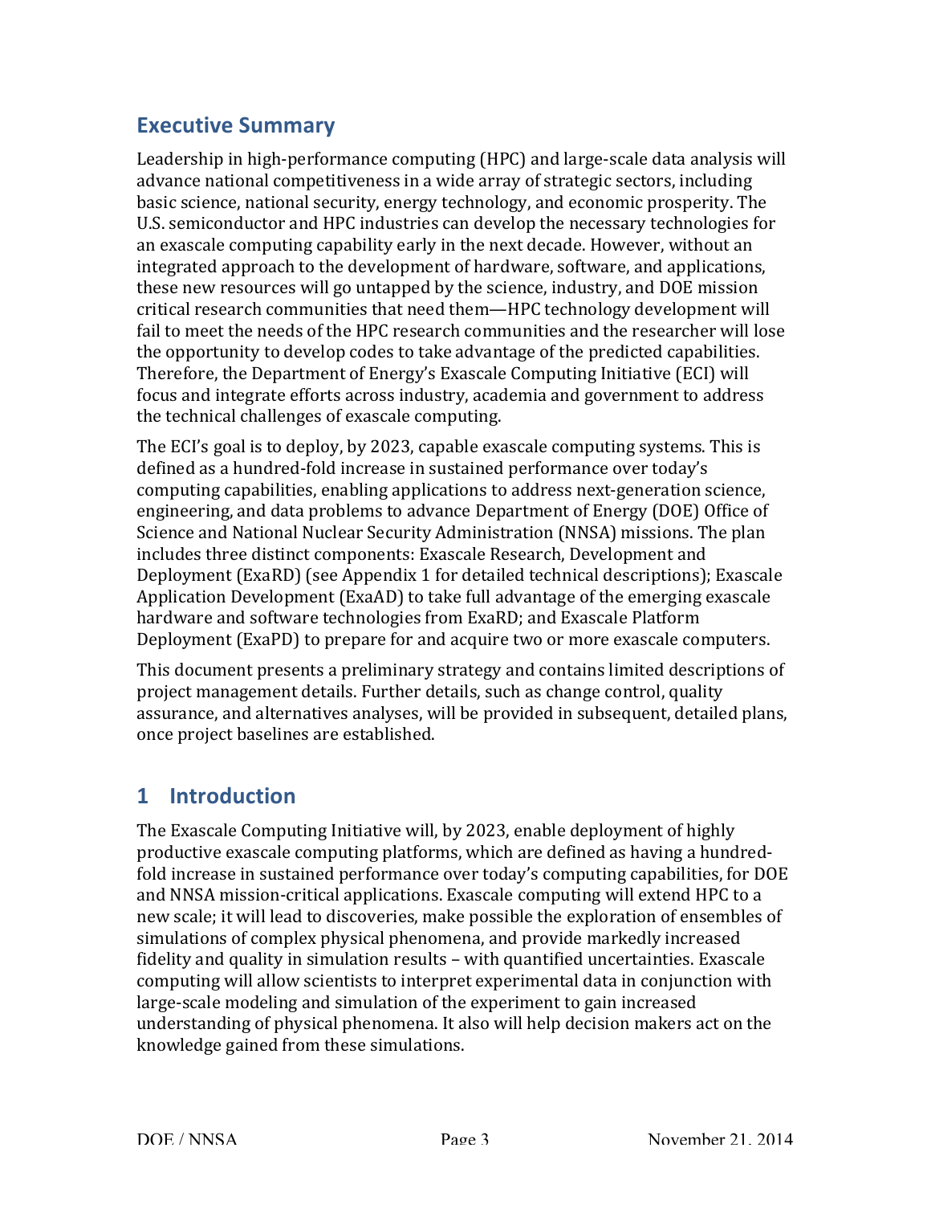## Executive Summary

Leadership in high-performance computing (HPC) and large-scale data analysis will advance national competitiveness in a wide array of strategic sectors, including basic science, national security, energy technology, and economic prosperity. The U.S. semiconductor and HPC industries can develop the necessary technologies for an exascale computing capability early in the next decade. However, without an integrated approach to the development of hardware, software, and applications, these new resources will go untapped by the science, industry, and DOE mission critical research communities that need them—HPC technology development will fail to meet the needs of the HPC research communities and the researcher will lose the opportunity to develop codes to take advantage of the predicted capabilities. Therefore, the Department of Energy's Exascale Computing Initiative (ECI) will focus and integrate efforts across industry, academia and government to address the technical challenges of exascale computing.

The ECI's goal is to deploy, by 2023, capable exascale computing systems. This is defined as a hundred-fold increase in sustained performance over today's computing capabilities, enabling applications to address next-generation science, engineering, and data problems to advance Department of Energy (DOE) Office of Science and National Nuclear Security Administration (NNSA) missions. The plan includes three distinct components: Exascale Research, Development and Deployment (ExaRD) (see Appendix 1 for detailed technical descriptions); Exascale Application Development (ExaAD) to take full advantage of the emerging exascale hardware and software technologies from ExaRD; and Exascale Platform Deployment (ExaPD) to prepare for and acquire two or more exascale computers.

This document presents a preliminary strategy and contains limited descriptions of project management details. Further details, such as change control, quality assurance, and alternatives analyses, will be provided in subsequent, detailed plans, once project baselines are established.

## 1 Introduction

The Exascale Computing Initiative will, by 2023, enable deployment of highly productive exascale computing platforms, which are defined as having a hundred-fold increase in sustained performance over today's computing capabilities, for DOE and NNSA mission-critical applications. Exascale computing will extend HPC to a new scale; it will lead to discoveries, make possible the exploration of ensembles of simulations of complex physical phenomena, and provide markedly increased fidelity and quality in simulation results – with quantified uncertainties. Exascale computing will allow scientists to interpret experimental data in conjunction with large-scale modeling and simulation of the experiment to gain increased understanding of physical phenomena. It also will help decision makers act on the knowledge gained from these simulations.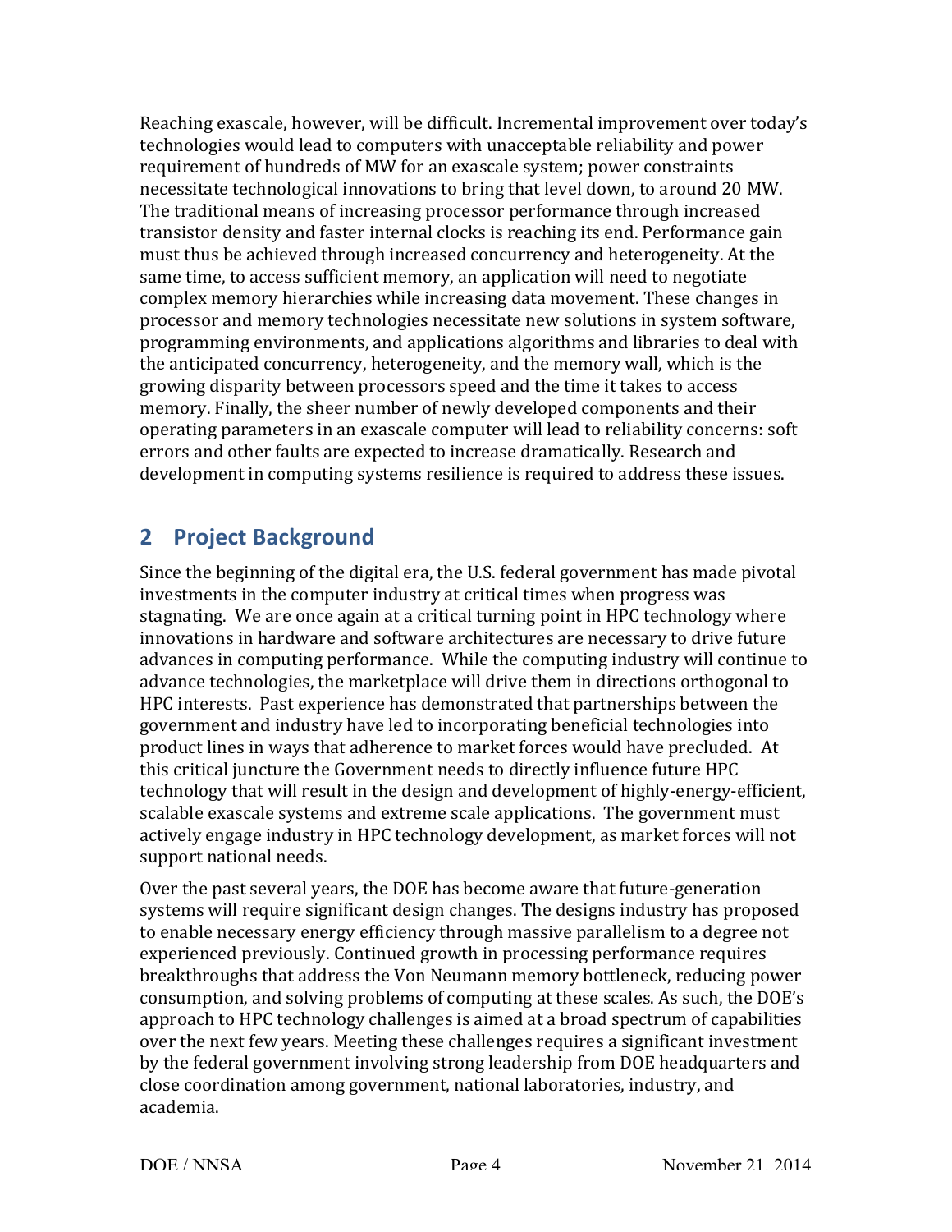Reaching exascale, however, will be difficult. Incremental improvement over today's technologies would lead to computers with unacceptable reliability and power requirement of hundreds of MW for an exascale system; power constraints necessitate technological innovations to bring that level down, to around 20 MW. The traditional means of increasing processor performance through increased transistor density and faster internal clocks is reaching its end. Performance gain must thus be achieved through increased concurrency and heterogeneity. At the same time, to access sufficient memory, an application will need to negotiate complex memory hierarchies while increasing data movement. These changes in processor and memory technologies necessitate new solutions in system software, programming environments, and applications algorithms and libraries to deal with the anticipated concurrency, heterogeneity, and the memory wall, which is the growing disparity between processors speed and the time it takes to access memory. Finally, the sheer number of newly developed components and their operating parameters in an exascale computer will lead to reliability concerns: soft errors and other faults are expected to increase dramatically. Research and development in computing systems resilience is required to address these issues.

## 2 Project Background

Since the beginning of the digital era, the U.S. federal government has made pivotal investments in the computer industry at critical times when progress was stagnating. We are once again at a critical turning point in HPC technology where innovations in hardware and software architectures are necessary to drive future advances in computing performance. While the computing industry will continue to advance technologies, the marketplace will drive them in directions orthogonal to HPC interests. Past experience has demonstrated that partnerships between the government and industry have led to incorporating beneficial technologies into product lines in ways that adherence to market forces would have precluded. At this critical juncture the Government needs to directly influence future HPC technology that will result in the design and development of highly-energy-efficient, scalable exascale systems and extreme scale applications. The government must actively engage industry in HPC technology development, as market forces will not support national needs.

Over the past several years, the DOE has become aware that future-generation systems will require significant design changes. The designs industry has proposed to enable necessary energy efficiency through massive parallelism to a degree not experienced previously. Continued growth in processing performance requires breakthroughs that address the Von Neumann memory bottleneck, reducing power consumption, and solving problems of computing at these scales. As such, the DOE's approach to HPC technology challenges is aimed at a broad spectrum of capabilities over the next few years. Meeting these challenges requires a significant investment by the federal government involving strong leadership from DOE headquarters and close coordination among government, national laboratories, industry, and academia.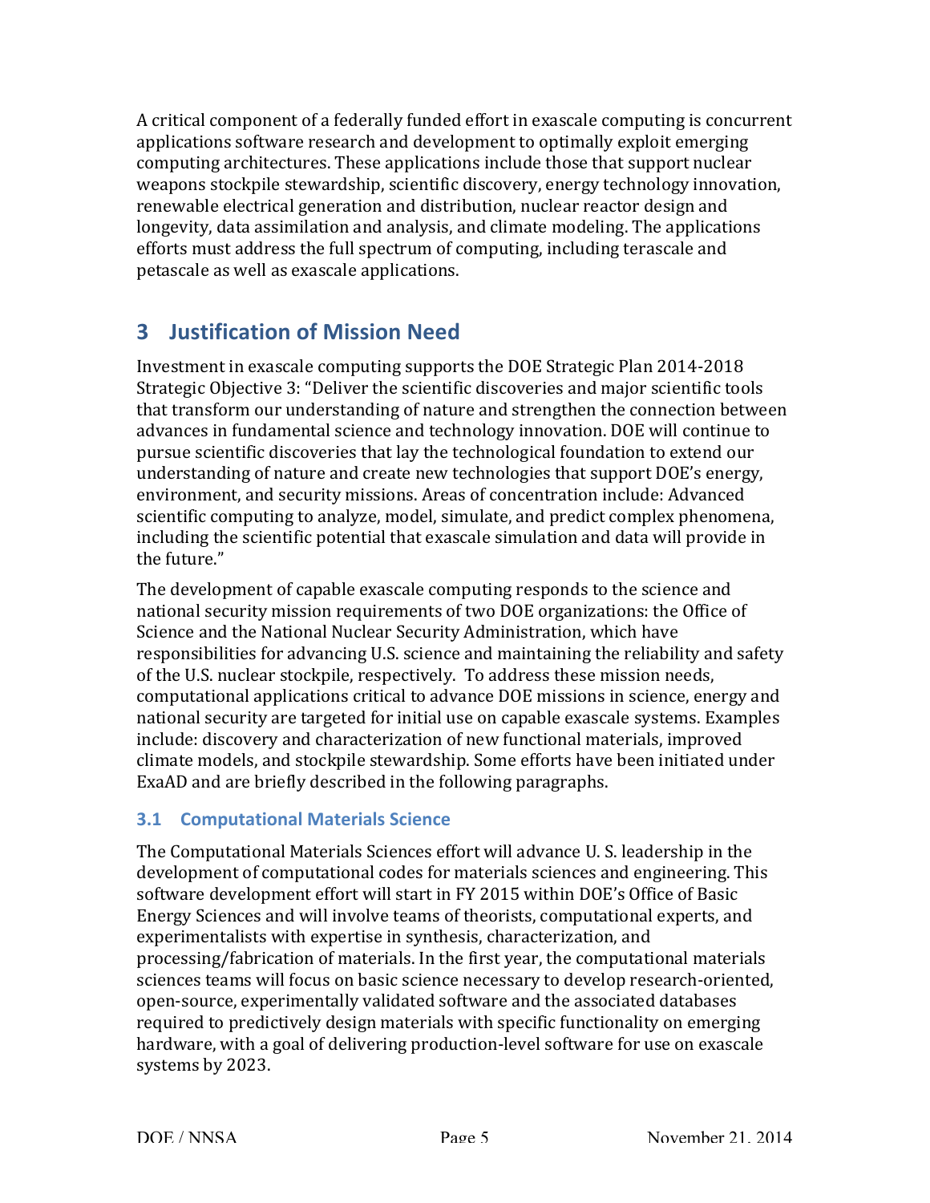A critical component of a federally funded effort in exascale computing is concurrent applications software research and development to optimally exploit emerging computing architectures. These applications include those that support nuclear weapons stockpile stewardship, scientific discovery, energy technology innovation, renewable electrical generation and distribution, nuclear reactor design and longevity, data assimilation and analysis, and climate modeling. The applications efforts must address the full spectrum of computing, including terascale and petascale as well as exascale applications.

# 3 Justification of Mission Need

Investment in exascale computing supports the DOE Strategic Plan 2014-2018 Strategic Objective 3: "Deliver the scientific discoveries and major scientific tools that transform our understanding of nature and strengthen the connection between advances in fundamental science and technology innovation. DOE will continue to pursue scientific discoveries that lay the technological foundation to extend our understanding of nature and create new technologies that support DOE's energy, environment, and security missions. Areas of concentration include: Advanced scientific computing to analyze, model, simulate, and predict complex phenomena, including the scientific potential that exascale simulation and data will provide in the future."

The development of capable exascale computing responds to the science and national security mission requirements of two DOE organizations: the Office of Science and the National Nuclear Security Administration, which have responsibilities for advancing U.S. science and maintaining the reliability and safety of the U.S. nuclear stockpile, respectively. To address these mission needs, computational applications critical to advance DOE missions in science, energy and national security are targeted for initial use on capable exascale systems. Examples include: discovery and characterization of new functional materials, improved climate models, and stockpile stewardship. Some efforts have been initiated under ExaAD and are briefly described in the following paragraphs.

## 3.1 Computational Materials Science

The Computational Materials Sciences effort will advance U. S. leadership in the development of computational codes for materials sciences and engineering. This software development effort will start in FY 2015 within DOE's Office of Basic Energy Sciences and will involve teams of theorists, computational experts, and experimentalists with expertise in synthesis, characterization, and processing/fabrication of materials. In the first year, the computational materials sciences teams will focus on basic science necessary to develop research-oriented, open-source, experimentally validated software and the associated databases required to predictively design materials with specific functionality on emerging hardware, with a goal of delivering production-level software for use on exascale systems by 2023.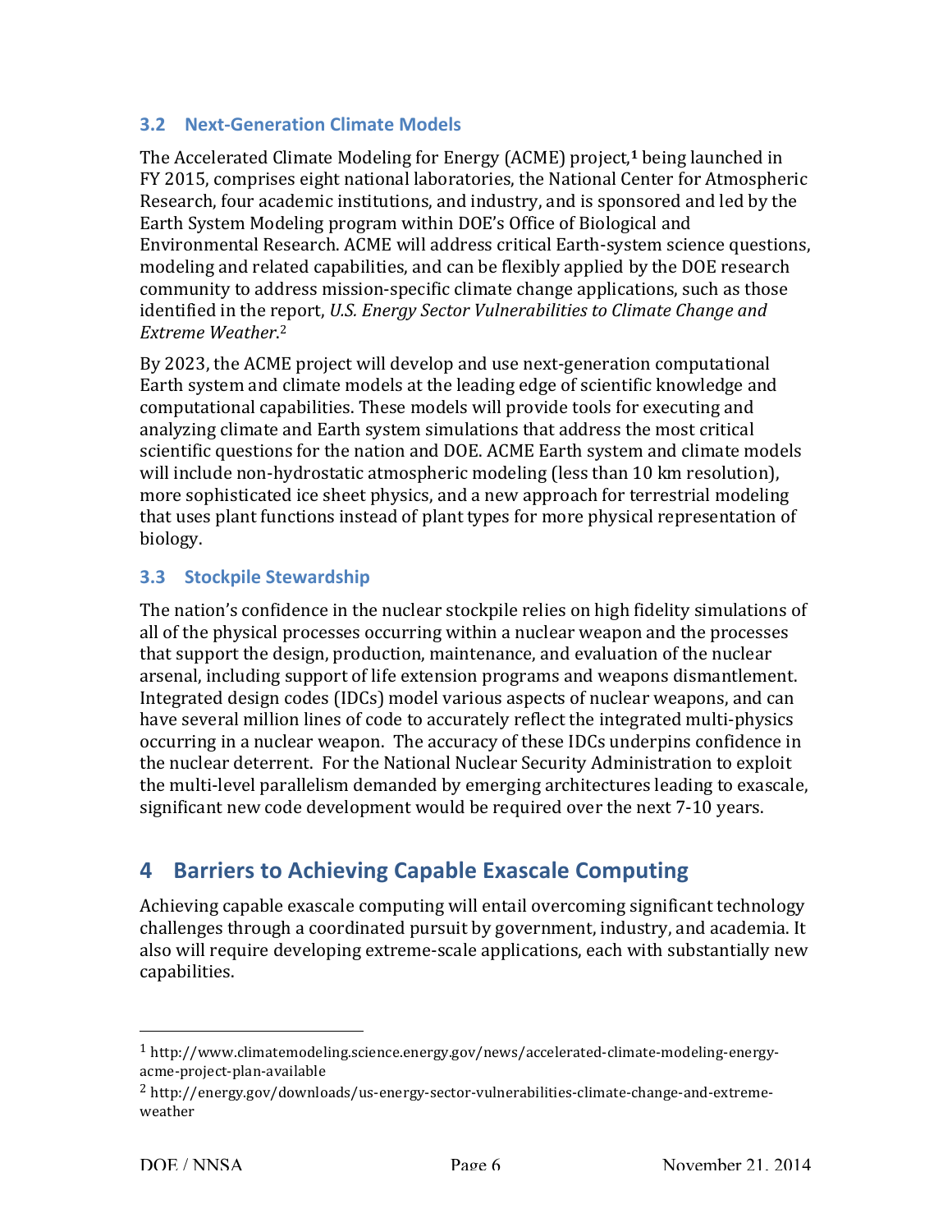### 3.2 Next-Generation Climate Models

The Accelerated Climate Modeling for Energy (ACME) project,[1] being launched in FY 2015, comprises eight national laboratories, the National Center for Atmospheric Research, four academic institutions, and industry, and is sponsored and led by the Earth System Modeling program within DOE's Office of Biological and Environmental Research. ACME will address critical Earth-system science questions, modeling and related capabilities, and can be flexibly applied by the DOE research community to address mission-specific climate change applications, such as those identified in the report, *U.S. Energy Sector Vulnerabilities to Climate Change and Extreme Weather*.[2]

By 2023, the ACME project will develop and use next-generation computational Earth system and climate models at the leading edge of scientific knowledge and computational capabilities. These models will provide tools for executing and analyzing climate and Earth system simulations that address the most critical scientific questions for the nation and DOE. ACME Earth system and climate models will include non-hydrostatic atmospheric modeling (less than 10 km resolution), more sophisticated ice sheet physics, and a new approach for terrestrial modeling that uses plant functions instead of plant types for more physical representation of biology.

### 3.3 Stockpile Stewardship

The nation's confidence in the nuclear stockpile relies on high fidelity simulations of all of the physical processes occurring within a nuclear weapon and the processes that support the design, production, maintenance, and evaluation of the nuclear arsenal, including support of life extension programs and weapons dismantlement. Integrated design codes (IDCs) model various aspects of nuclear weapons, and can have several million lines of code to accurately reflect the integrated multi-physics occurring in a nuclear weapon. The accuracy of these IDCs underpins confidence in the nuclear deterrent. For the National Nuclear Security Administration to exploit the multi-level parallelism demanded by emerging architectures leading to exascale, significant new code development would be required over the next 7-10 years.

## 4 Barriers to Achieving Capable Exascale Computing

Achieving capable exascale computing will entail overcoming significant technology challenges through a coordinated pursuit by government, industry, and academia. It also will require developing extreme-scale applications, each with substantially new capabilities.

---

[1] http://www.climatemodeling.science.energy.gov/news/accelerated-climate-modeling-energy-acme-project-plan-available

[2] http://energy.gov/downloads/us-energy-sector-vulnerabilities-climate-change-and-extreme-weather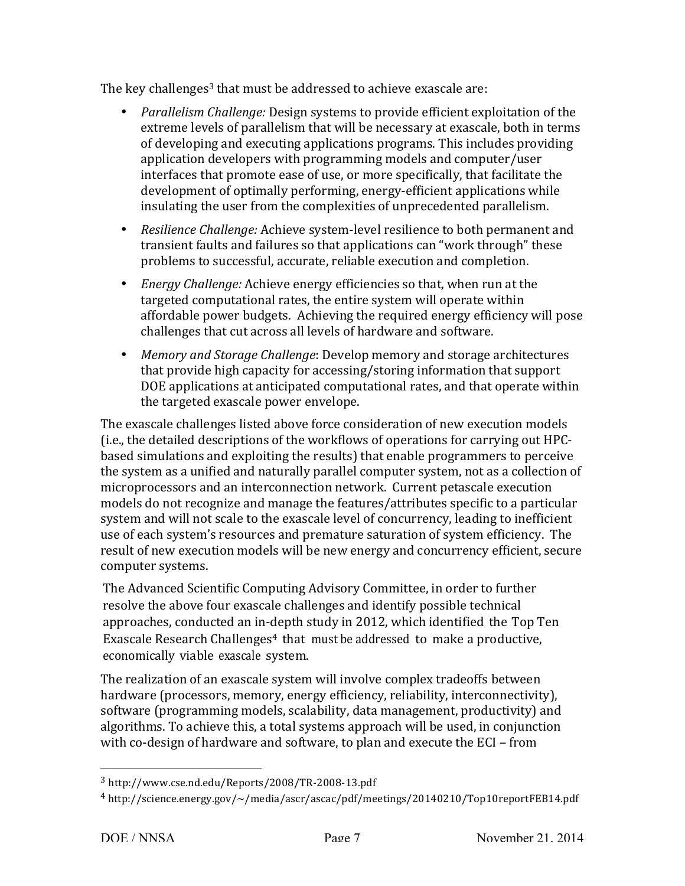The key challenges[3] that must be addressed to achieve exascale are:

- *Parallelism Challenge:* Design systems to provide efficient exploitation of the extreme levels of parallelism that will be necessary at exascale, both in terms of developing and executing applications programs. This includes providing application developers with programming models and computer/user interfaces that promote ease of use, or more specifically, that facilitate the development of optimally performing, energy-efficient applications while insulating the user from the complexities of unprecedented parallelism.
- *Resilience Challenge:* Achieve system-level resilience to both permanent and transient faults and failures so that applications can "work through" these problems to successful, accurate, reliable execution and completion.
- *Energy Challenge:* Achieve energy efficiencies so that, when run at the targeted computational rates, the entire system will operate within affordable power budgets. Achieving the required energy efficiency will pose challenges that cut across all levels of hardware and software.
- *Memory and Storage Challenge*: Develop memory and storage architectures that provide high capacity for accessing/storing information that support DOE applications at anticipated computational rates, and that operate within the targeted exascale power envelope.

The exascale challenges listed above force consideration of new execution models (i.e., the detailed descriptions of the workflows of operations for carrying out HPC-based simulations and exploiting the results) that enable programmers to perceive the system as a unified and naturally parallel computer system, not as a collection of microprocessors and an interconnection network. Current petascale execution models do not recognize and manage the features/attributes specific to a particular system and will not scale to the exascale level of concurrency, leading to inefficient use of each system's resources and premature saturation of system efficiency. The result of new execution models will be new energy and concurrency efficient, secure computer systems.

The Advanced Scientific Computing Advisory Committee, in order to further resolve the above four exascale challenges and identify possible technical approaches, conducted an in-depth study in 2012, which identified the Top Ten Exascale Research Challenges[4] that must be addressed to make a productive, economically viable exascale system.

The realization of an exascale system will involve complex tradeoffs between hardware (processors, memory, energy efficiency, reliability, interconnectivity), software (programming models, scalability, data management, productivity) and algorithms. To achieve this, a total systems approach will be used, in conjunction with co-design of hardware and software, to plan and execute the ECI – from

[3] http://www.cse.nd.edu/Reports/2008/TR-2008-13.pdf

[4] http://science.energy.gov/~/media/ascr/ascac/pdf/meetings/20140210/Top10reportFEB14.pdf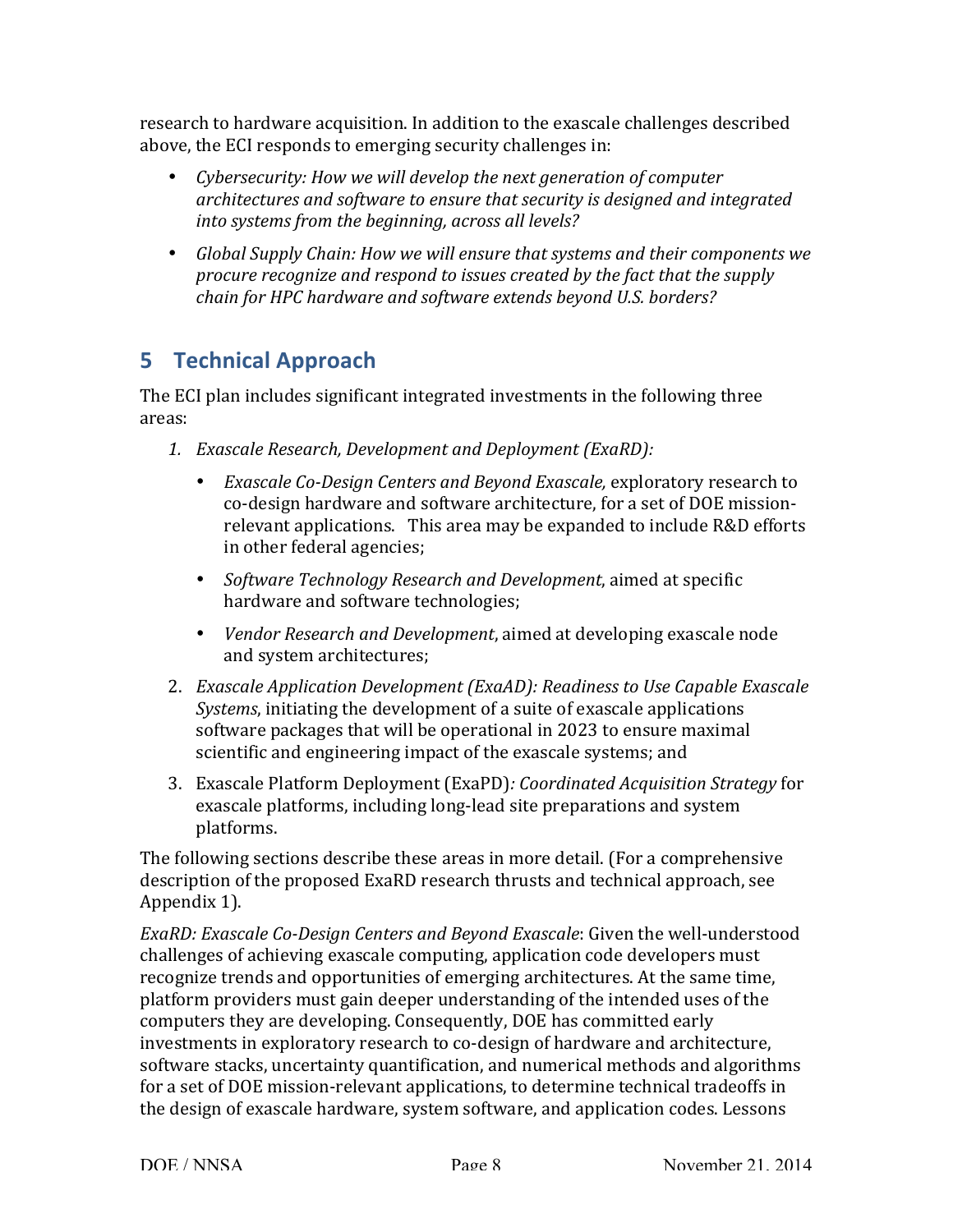research to hardware acquisition. In addition to the exascale challenges described above, the ECI responds to emerging security challenges in:

- *Cybersecurity: How we will develop the next generation of computer architectures and software to ensure that security is designed and integrated into systems from the beginning, across all levels?*
- *Global Supply Chain: How we will ensure that systems and their components we procure recognize and respond to issues created by the fact that the supply chain for HPC hardware and software extends beyond U.S. borders?*

# 5 Technical Approach

The ECI plan includes significant integrated investments in the following three areas:

1. *Exascale Research, Development and Deployment (ExaRD):*
   - *Exascale Co-Design Centers and Beyond Exascale,* exploratory research to co-design hardware and software architecture, for a set of DOE mission-relevant applications. This area may be expanded to include R&D efforts in other federal agencies;
   - *Software Technology Research and Development*, aimed at specific hardware and software technologies;
   - *Vendor Research and Development*, aimed at developing exascale node and system architectures;
2. *Exascale Application Development (ExaAD): Readiness to Use Capable Exascale Systems*, initiating the development of a suite of exascale applications software packages that will be operational in 2023 to ensure maximal scientific and engineering impact of the exascale systems; and
3. Exascale Platform Deployment (ExaPD)*: Coordinated Acquisition Strategy* for exascale platforms, including long-lead site preparations and system platforms.

The following sections describe these areas in more detail. (For a comprehensive description of the proposed ExaRD research thrusts and technical approach, see Appendix 1).

*ExaRD: Exascale Co-Design Centers and Beyond Exascale*: Given the well-understood challenges of achieving exascale computing, application code developers must recognize trends and opportunities of emerging architectures. At the same time, platform providers must gain deeper understanding of the intended uses of the computers they are developing. Consequently, DOE has committed early investments in exploratory research to co-design of hardware and architecture, software stacks, uncertainty quantification, and numerical methods and algorithms for a set of DOE mission-relevant applications, to determine technical tradeoffs in the design of exascale hardware, system software, and application codes. Lessons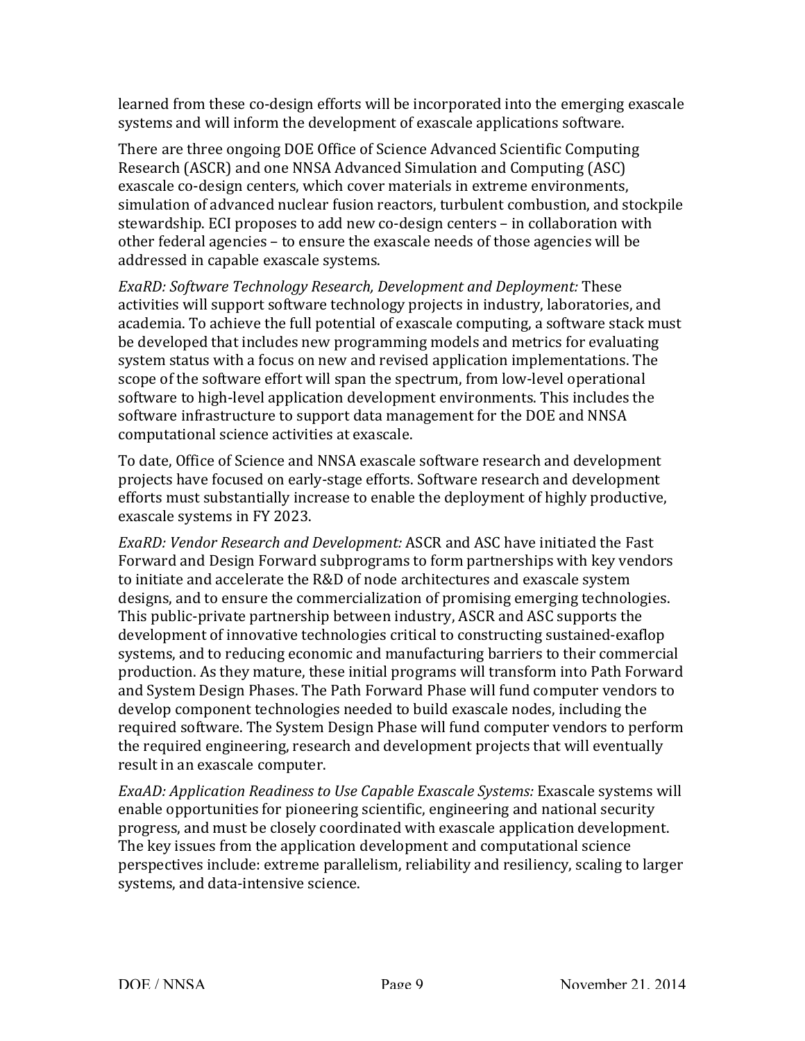learned from these co-design efforts will be incorporated into the emerging exascale systems and will inform the development of exascale applications software.

There are three ongoing DOE Office of Science Advanced Scientific Computing Research (ASCR) and one NNSA Advanced Simulation and Computing (ASC) exascale co-design centers, which cover materials in extreme environments, simulation of advanced nuclear fusion reactors, turbulent combustion, and stockpile stewardship. ECI proposes to add new co-design centers – in collaboration with other federal agencies – to ensure the exascale needs of those agencies will be addressed in capable exascale systems.

*ExaRD: Software Technology Research, Development and Deployment:* These activities will support software technology projects in industry, laboratories, and academia. To achieve the full potential of exascale computing, a software stack must be developed that includes new programming models and metrics for evaluating system status with a focus on new and revised application implementations. The scope of the software effort will span the spectrum, from low-level operational software to high-level application development environments. This includes the software infrastructure to support data management for the DOE and NNSA computational science activities at exascale.

To date, Office of Science and NNSA exascale software research and development projects have focused on early-stage efforts. Software research and development efforts must substantially increase to enable the deployment of highly productive, exascale systems in FY 2023.

*ExaRD: Vendor Research and Development:* ASCR and ASC have initiated the Fast Forward and Design Forward subprograms to form partnerships with key vendors to initiate and accelerate the R&D of node architectures and exascale system designs, and to ensure the commercialization of promising emerging technologies. This public-private partnership between industry, ASCR and ASC supports the development of innovative technologies critical to constructing sustained-exaflop systems, and to reducing economic and manufacturing barriers to their commercial production. As they mature, these initial programs will transform into Path Forward and System Design Phases. The Path Forward Phase will fund computer vendors to develop component technologies needed to build exascale nodes, including the required software. The System Design Phase will fund computer vendors to perform the required engineering, research and development projects that will eventually result in an exascale computer.

*ExaAD: Application Readiness to Use Capable Exascale Systems:* Exascale systems will enable opportunities for pioneering scientific, engineering and national security progress, and must be closely coordinated with exascale application development. The key issues from the application development and computational science perspectives include: extreme parallelism, reliability and resiliency, scaling to larger systems, and data-intensive science.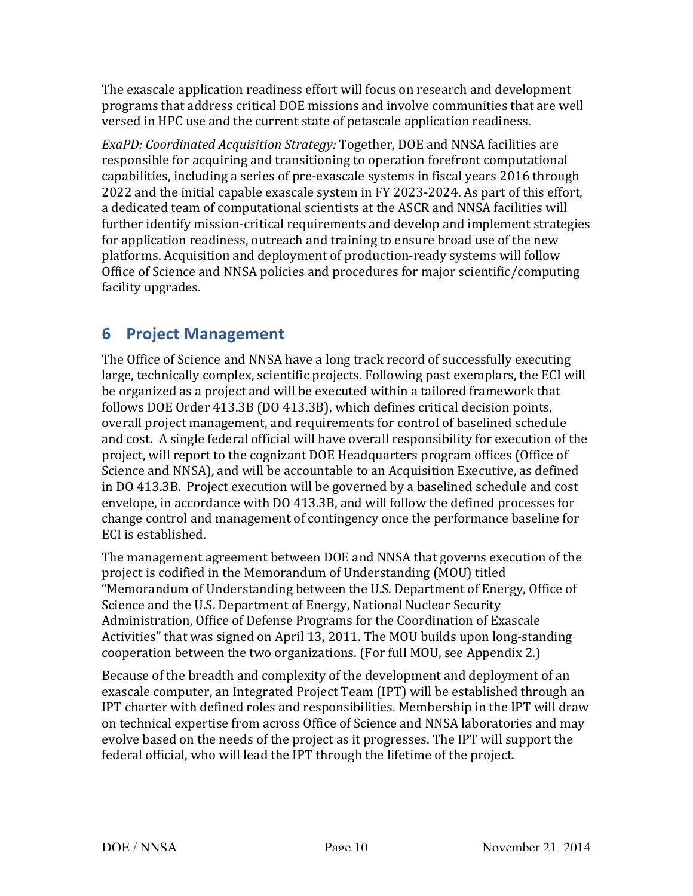The exascale application readiness effort will focus on research and development programs that address critical DOE missions and involve communities that are well versed in HPC use and the current state of petascale application readiness.

*ExaPD: Coordinated Acquisition Strategy:* Together, DOE and NNSA facilities are responsible for acquiring and transitioning to operation forefront computational capabilities, including a series of pre-exascale systems in fiscal years 2016 through 2022 and the initial capable exascale system in FY 2023-2024. As part of this effort, a dedicated team of computational scientists at the ASCR and NNSA facilities will further identify mission-critical requirements and develop and implement strategies for application readiness, outreach and training to ensure broad use of the new platforms. Acquisition and deployment of production-ready systems will follow Office of Science and NNSA policies and procedures for major scientific/computing facility upgrades.

## 6 Project Management

The Office of Science and NNSA have a long track record of successfully executing large, technically complex, scientific projects. Following past exemplars, the ECI will be organized as a project and will be executed within a tailored framework that follows DOE Order 413.3B (DO 413.3B), which defines critical decision points, overall project management, and requirements for control of baselined schedule and cost. A single federal official will have overall responsibility for execution of the project, will report to the cognizant DOE Headquarters program offices (Office of Science and NNSA), and will be accountable to an Acquisition Executive, as defined in DO 413.3B. Project execution will be governed by a baselined schedule and cost envelope, in accordance with DO 413.3B, and will follow the defined processes for change control and management of contingency once the performance baseline for ECI is established.

The management agreement between DOE and NNSA that governs execution of the project is codified in the Memorandum of Understanding (MOU) titled "Memorandum of Understanding between the U.S. Department of Energy, Office of Science and the U.S. Department of Energy, National Nuclear Security Administration, Office of Defense Programs for the Coordination of Exascale Activities" that was signed on April 13, 2011. The MOU builds upon long-standing cooperation between the two organizations. (For full MOU, see Appendix 2.)

Because of the breadth and complexity of the development and deployment of an exascale computer, an Integrated Project Team (IPT) will be established through an IPT charter with defined roles and responsibilities. Membership in the IPT will draw on technical expertise from across Office of Science and NNSA laboratories and may evolve based on the needs of the project as it progresses. The IPT will support the federal official, who will lead the IPT through the lifetime of the project.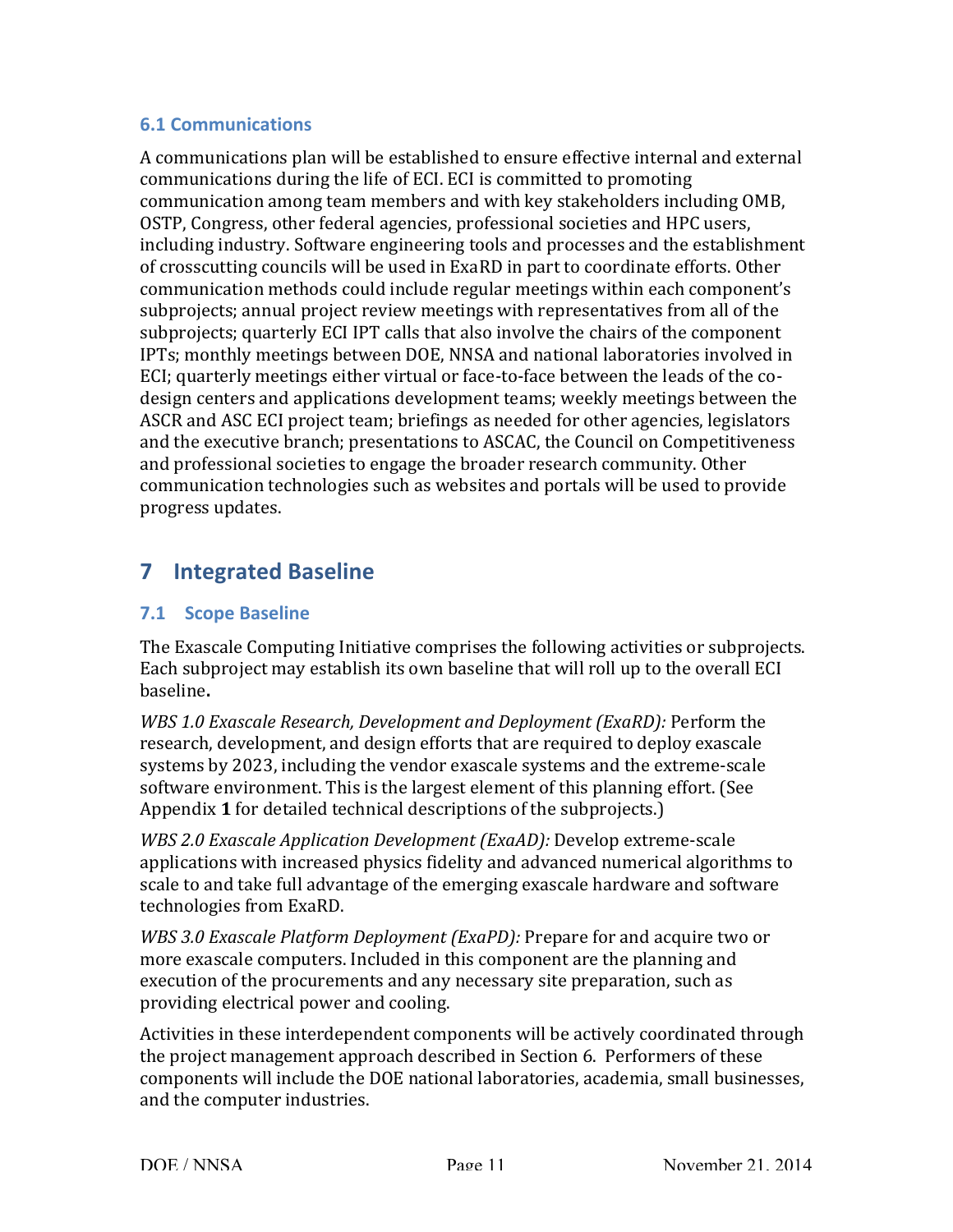### 6.1 Communications

A communications plan will be established to ensure effective internal and external communications during the life of ECI. ECI is committed to promoting communication among team members and with key stakeholders including OMB, OSTP, Congress, other federal agencies, professional societies and HPC users, including industry. Software engineering tools and processes and the establishment of crosscutting councils will be used in ExaRD in part to coordinate efforts. Other communication methods could include regular meetings within each component's subprojects; annual project review meetings with representatives from all of the subprojects; quarterly ECI IPT calls that also involve the chairs of the component IPTs; monthly meetings between DOE, NNSA and national laboratories involved in ECI; quarterly meetings either virtual or face-to-face between the leads of the co-design centers and applications development teams; weekly meetings between the ASCR and ASC ECI project team; briefings as needed for other agencies, legislators and the executive branch; presentations to ASCAC, the Council on Competitiveness and professional societies to engage the broader research community. Other communication technologies such as websites and portals will be used to provide progress updates.

# 7 Integrated Baseline

## 7.1 Scope Baseline

The Exascale Computing Initiative comprises the following activities or subprojects. Each subproject may establish its own baseline that will roll up to the overall ECI baseline**.**

*WBS 1.0 Exascale Research, Development and Deployment (ExaRD):* Perform the research, development, and design efforts that are required to deploy exascale systems by 2023, including the vendor exascale systems and the extreme-scale software environment. This is the largest element of this planning effort. (See Appendix **1** for detailed technical descriptions of the subprojects.)

*WBS 2.0 Exascale Application Development (ExaAD):* Develop extreme-scale applications with increased physics fidelity and advanced numerical algorithms to scale to and take full advantage of the emerging exascale hardware and software technologies from ExaRD.

*WBS 3.0 Exascale Platform Deployment (ExaPD):* Prepare for and acquire two or more exascale computers. Included in this component are the planning and execution of the procurements and any necessary site preparation, such as providing electrical power and cooling.

Activities in these interdependent components will be actively coordinated through the project management approach described in Section 6. Performers of these components will include the DOE national laboratories, academia, small businesses, and the computer industries.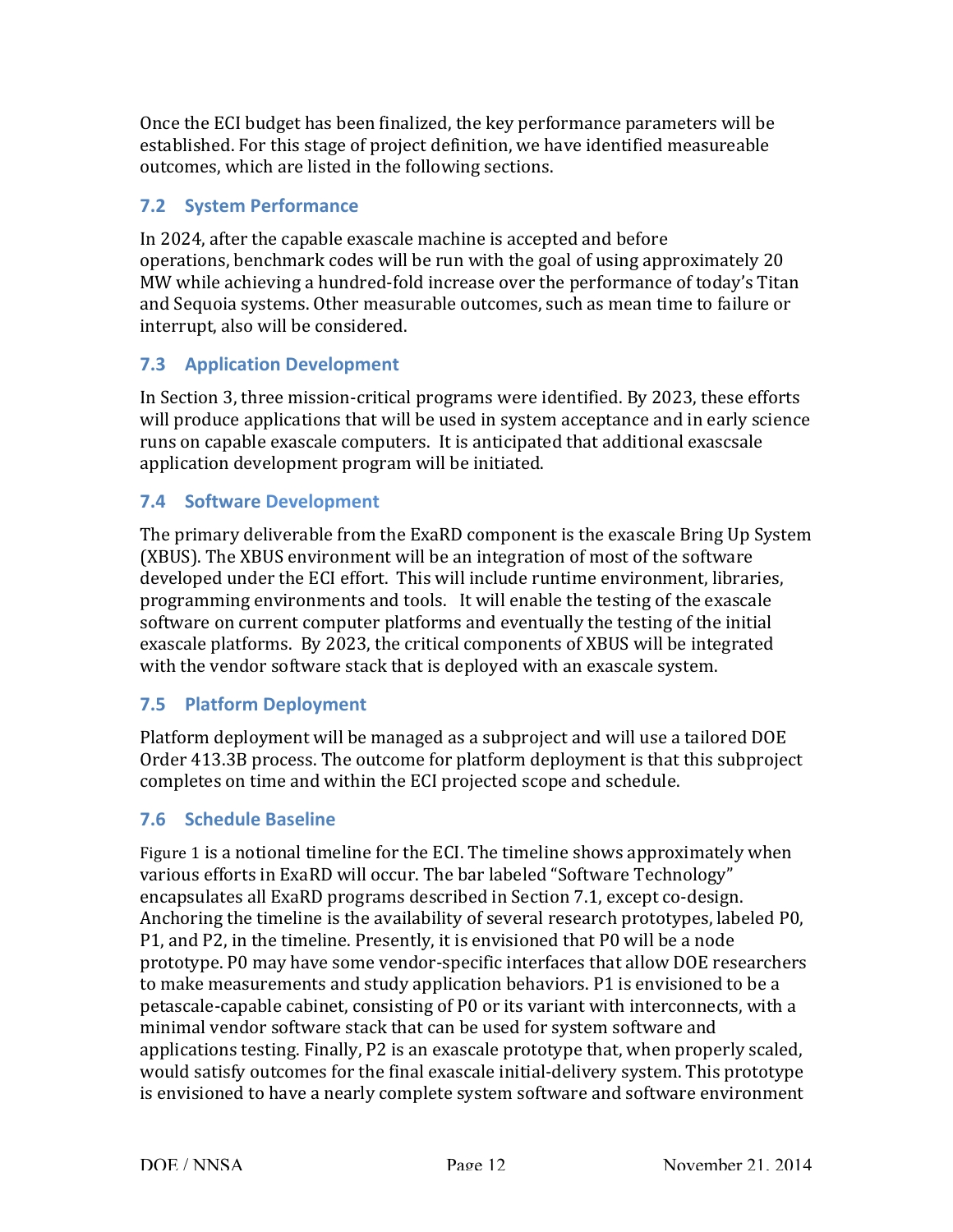Once the ECI budget has been finalized, the key performance parameters will be established. For this stage of project definition, we have identified measureable outcomes, which are listed in the following sections.

### 7.2 System Performance

In 2024, after the capable exascale machine is accepted and before operations, benchmark codes will be run with the goal of using approximately 20 MW while achieving a hundred-fold increase over the performance of today's Titan and Sequoia systems. Other measurable outcomes, such as mean time to failure or interrupt, also will be considered.

### 7.3 Application Development

In Section 3, three mission-critical programs were identified. By 2023, these efforts will produce applications that will be used in system acceptance and in early science runs on capable exascale computers. It is anticipated that additional exascsale application development program will be initiated.

### 7.4 Software Development

The primary deliverable from the ExaRD component is the exascale Bring Up System (XBUS). The XBUS environment will be an integration of most of the software developed under the ECI effort. This will include runtime environment, libraries, programming environments and tools. It will enable the testing of the exascale software on current computer platforms and eventually the testing of the initial exascale platforms. By 2023, the critical components of XBUS will be integrated with the vendor software stack that is deployed with an exascale system.

### 7.5 Platform Deployment

Platform deployment will be managed as a subproject and will use a tailored DOE Order 413.3B process. The outcome for platform deployment is that this subproject completes on time and within the ECI projected scope and schedule.

### 7.6 Schedule Baseline

Figure 1 is a notional timeline for the ECI. The timeline shows approximately when various efforts in ExaRD will occur. The bar labeled "Software Technology" encapsulates all ExaRD programs described in Section 7.1, except co-design. Anchoring the timeline is the availability of several research prototypes, labeled P0, P1, and P2, in the timeline. Presently, it is envisioned that P0 will be a node prototype. P0 may have some vendor-specific interfaces that allow DOE researchers to make measurements and study application behaviors. P1 is envisioned to be a petascale-capable cabinet, consisting of P0 or its variant with interconnects, with a minimal vendor software stack that can be used for system software and applications testing. Finally, P2 is an exascale prototype that, when properly scaled, would satisfy outcomes for the final exascale initial-delivery system. This prototype is envisioned to have a nearly complete system software and software environment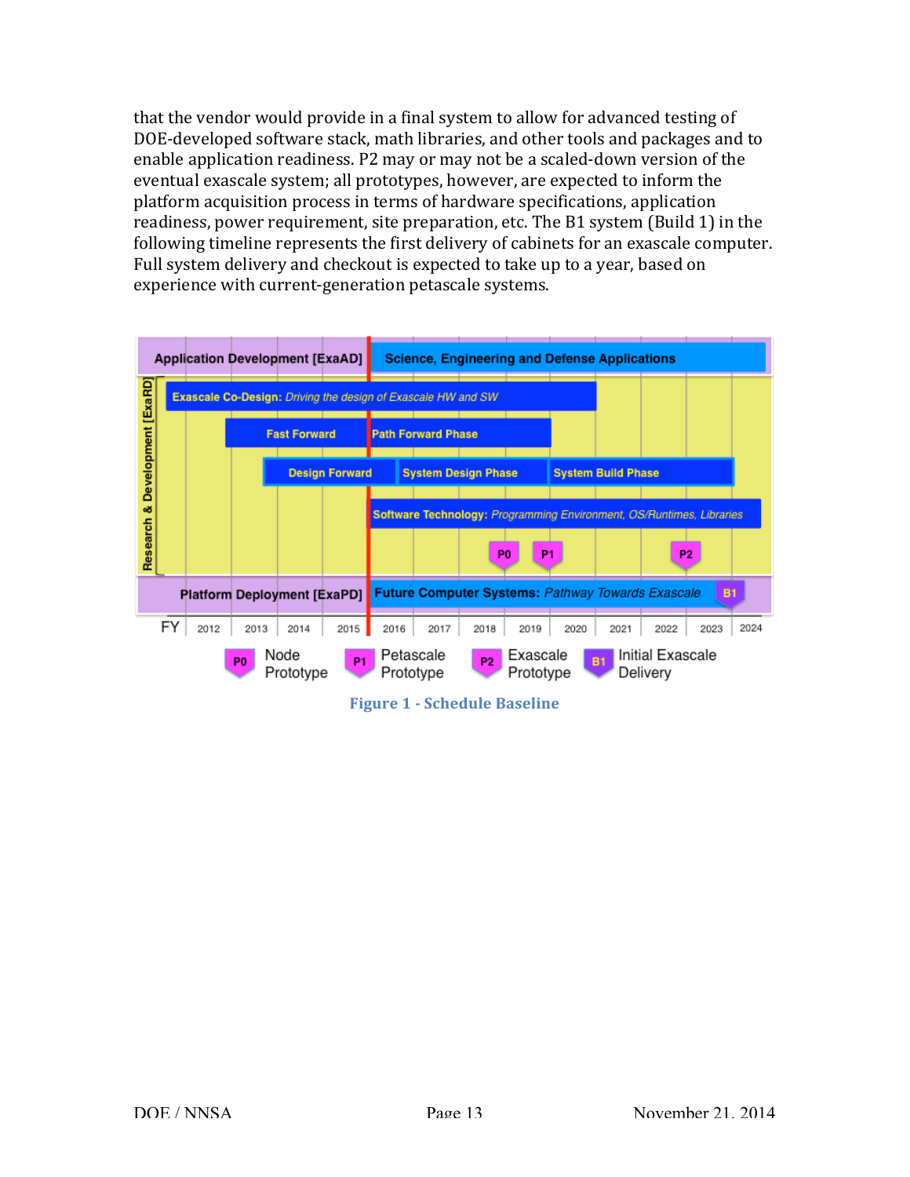that the vendor would provide in a final system to allow for advanced testing of DOE-developed software stack, math libraries, and other tools and packages and to enable application readiness. P2 may or may not be a scaled-down version of the eventual exascale system; all prototypes, however, are expected to inform the platform acquisition process in terms of hardware specifications, application readiness, power requirement, site preparation, etc. The B1 system (Build 1) in the following timeline represents the first delivery of cabinets for an exascale computer. Full system delivery and checkout is expected to take up to a year, based on experience with current-generation petascale systems.

**Figure 1 - Schedule Baseline**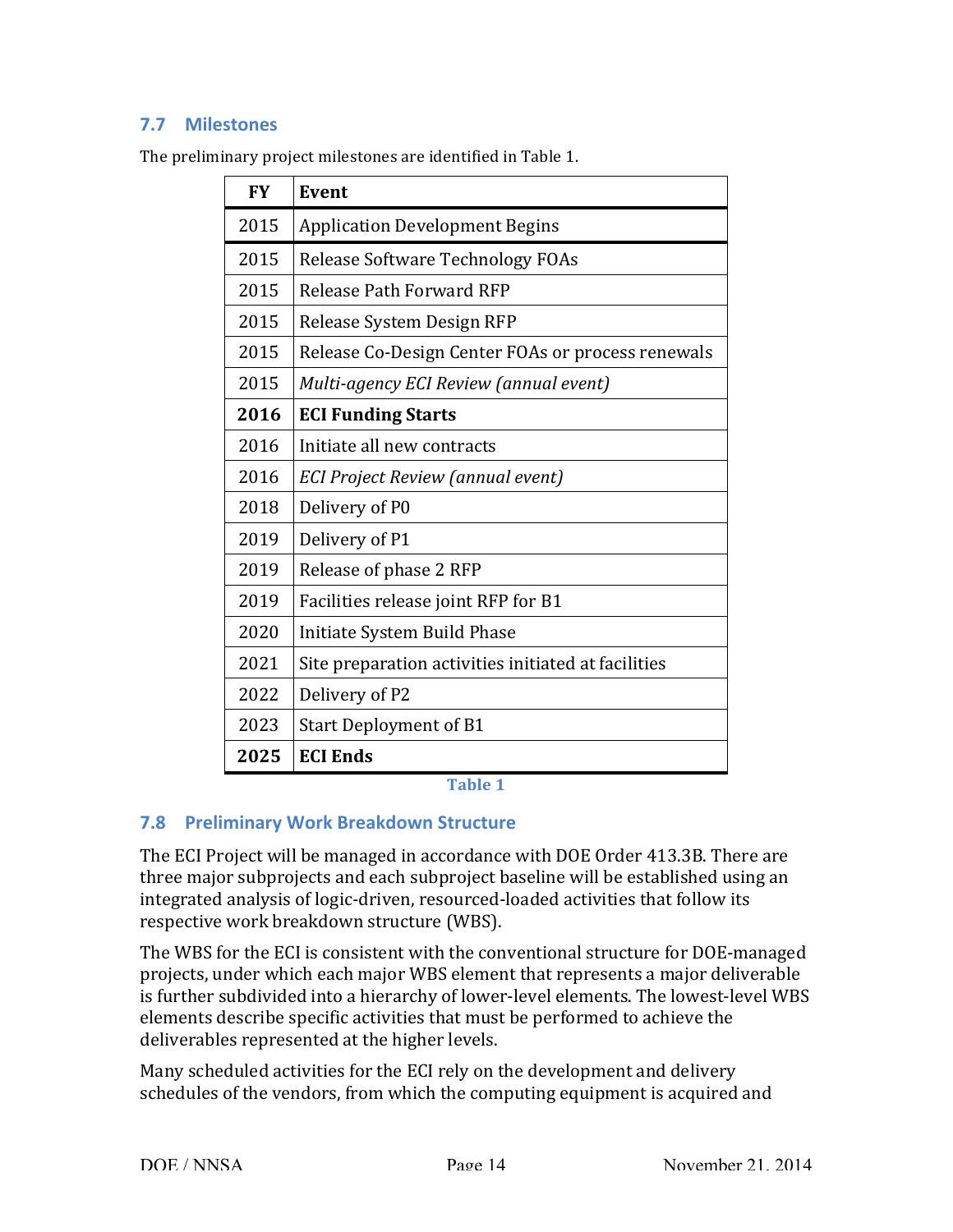## 7.7 Milestones

The preliminary project milestones are identified in Table 1.

| FY | Event |
|---|---|
| 2015 | Application Development Begins |
| 2015 | Release Software Technology FOAs |
| 2015 | Release Path Forward RFP |
| 2015 | Release System Design RFP |
| 2015 | Release Co-Design Center FOAs or process renewals |
| 2015 | *Multi-agency ECI Review (annual event)* |
| **2016** | **ECI Funding Starts** |
| 2016 | Initiate all new contracts |
| 2016 | *ECI Project Review (annual event)* |
| 2018 | Delivery of P0 |
| 2019 | Delivery of P1 |
| 2019 | Release of phase 2 RFP |
| 2019 | Facilities release joint RFP for B1 |
| 2020 | Initiate System Build Phase |
| 2021 | Site preparation activities initiated at facilities |
| 2022 | Delivery of P2 |
| 2023 | Start Deployment of B1 |
| **2025** | **ECI Ends** |

**Table 1**

## 7.8 Preliminary Work Breakdown Structure

The ECI Project will be managed in accordance with DOE Order 413.3B. There are three major subprojects and each subproject baseline will be established using an integrated analysis of logic-driven, resourced-loaded activities that follow its respective work breakdown structure (WBS).

The WBS for the ECI is consistent with the conventional structure for DOE-managed projects, under which each major WBS element that represents a major deliverable is further subdivided into a hierarchy of lower-level elements. The lowest-level WBS elements describe specific activities that must be performed to achieve the deliverables represented at the higher levels.

Many scheduled activities for the ECI rely on the development and delivery schedules of the vendors, from which the computing equipment is acquired and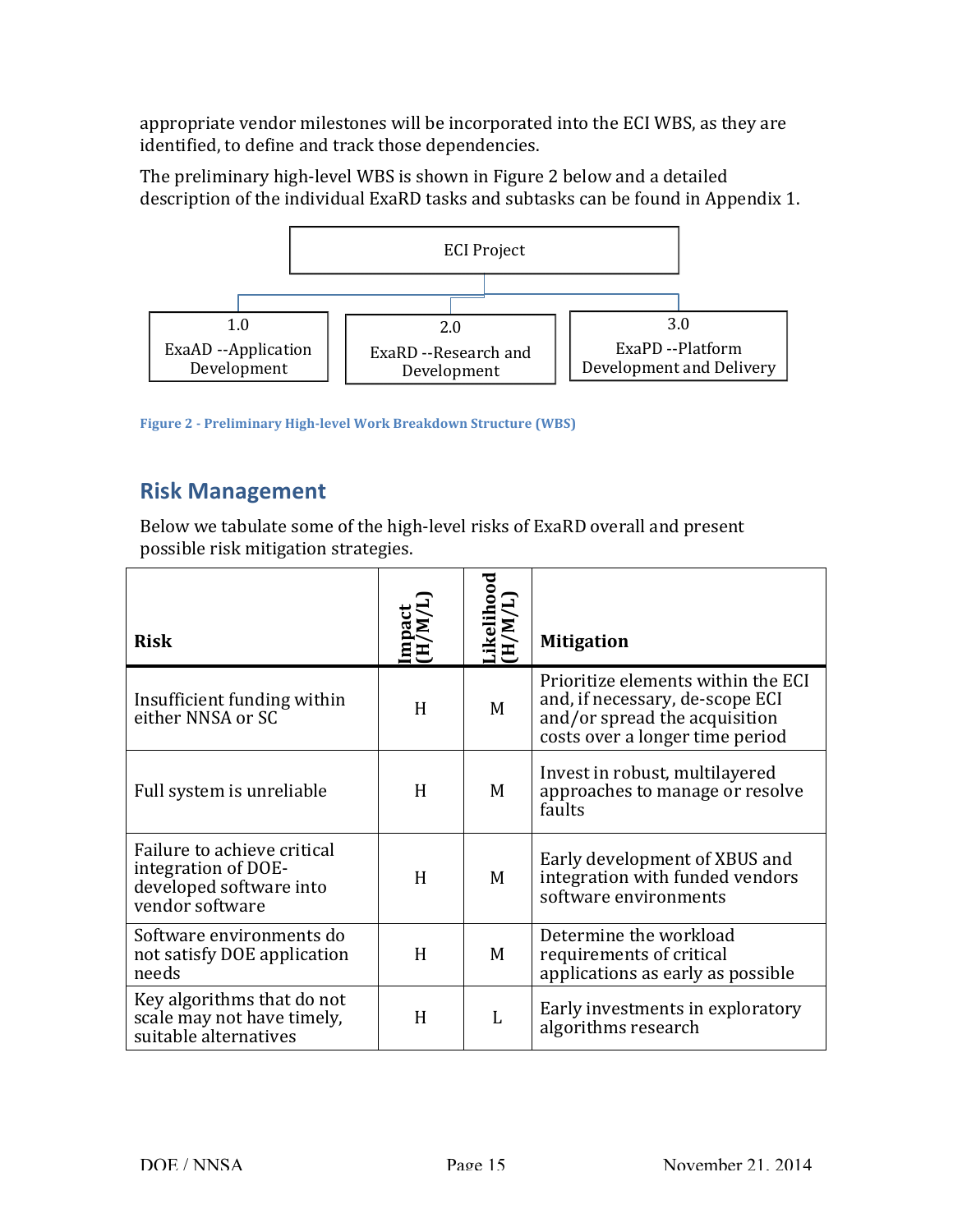appropriate vendor milestones will be incorporated into the ECI WBS, as they are identified, to define and track those dependencies.

The preliminary high-level WBS is shown in Figure 2 below and a detailed description of the individual ExaRD tasks and subtasks can be found in Appendix 1.

ECI Project

1.0 ExaAD --Application Development

2.0 ExaRD --Research and Development

3.0 ExaPD --Platform Development and Delivery

**Figure 2 - Preliminary High-level Work Breakdown Structure (WBS)**

## Risk Management

Below we tabulate some of the high-level risks of ExaRD overall and present possible risk mitigation strategies.

| Risk | Impact (H/M/L) | Likelihood (H/M/L) | Mitigation |
|---|---|---|---|
| Insufficient funding within either NNSA or SC | H | M | Prioritize elements within the ECI and, if necessary, de-scope ECI and/or spread the acquisition costs over a longer time period |
| Full system is unreliable | H | M | Invest in robust, multilayered approaches to manage or resolve faults |
| Failure to achieve critical integration of DOE-developed software into vendor software | H | M | Early development of XBUS and integration with funded vendors software environments |
| Software environments do not satisfy DOE application needs | H | M | Determine the workload requirements of critical applications as early as possible |
| Key algorithms that do not scale may not have timely, suitable alternatives | H | L | Early investments in exploratory algorithms research |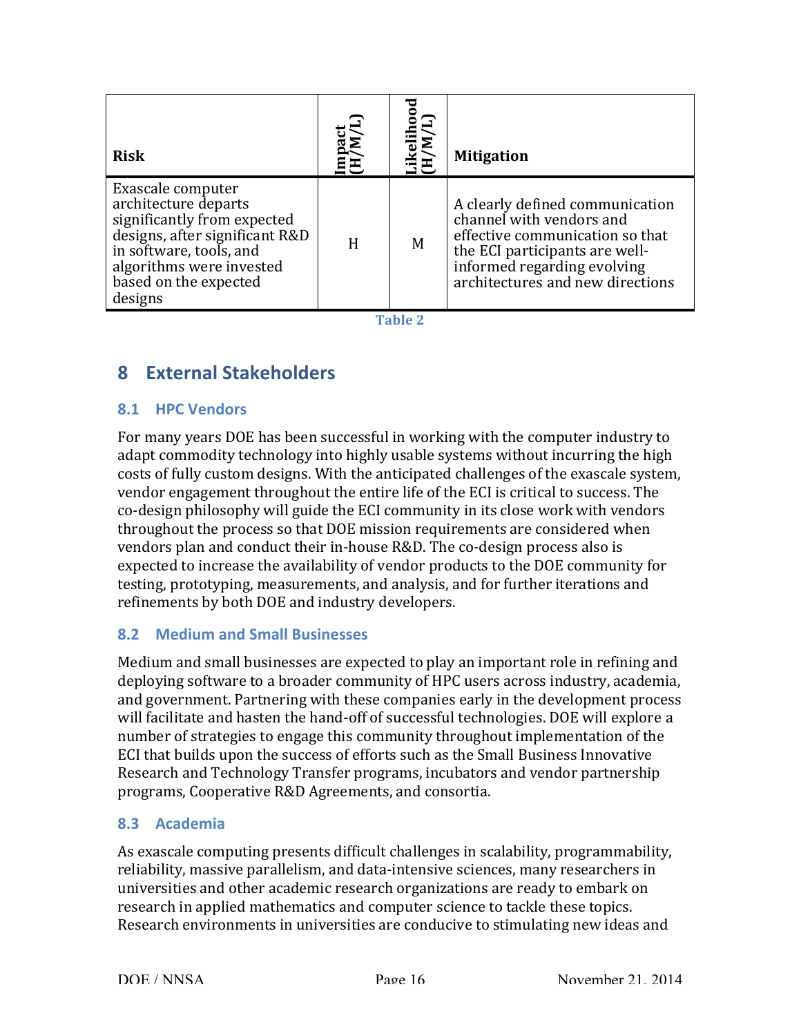| Risk | Impact (H/M/L) | Likelihood (H/M/L) | Mitigation |
|---|---|---|---|
| Exascale computer architecture departs significantly from expected designs, after significant R&D in software, tools, and algorithms were invested based on the expected designs | H | M | A clearly defined communication channel with vendors and effective communication so that the ECI participants are well-informed regarding evolving architectures and new directions |

Table 2

# 8 External Stakeholders

## 8.1 HPC Vendors

For many years DOE has been successful in working with the computer industry to adapt commodity technology into highly usable systems without incurring the high costs of fully custom designs. With the anticipated challenges of the exascale system, vendor engagement throughout the entire life of the ECI is critical to success. The co-design philosophy will guide the ECI community in its close work with vendors throughout the process so that DOE mission requirements are considered when vendors plan and conduct their in-house R&D. The co-design process also is expected to increase the availability of vendor products to the DOE community for testing, prototyping, measurements, and analysis, and for further iterations and refinements by both DOE and industry developers.

## 8.2 Medium and Small Businesses

Medium and small businesses are expected to play an important role in refining and deploying software to a broader community of HPC users across industry, academia, and government. Partnering with these companies early in the development process will facilitate and hasten the hand-off of successful technologies. DOE will explore a number of strategies to engage this community throughout implementation of the ECI that builds upon the success of efforts such as the Small Business Innovative Research and Technology Transfer programs, incubators and vendor partnership programs, Cooperative R&D Agreements, and consortia.

## 8.3 Academia

As exascale computing presents difficult challenges in scalability, programmability, reliability, massive parallelism, and data-intensive sciences, many researchers in universities and other academic research organizations are ready to embark on research in applied mathematics and computer science to tackle these topics. Research environments in universities are conducive to stimulating new ideas and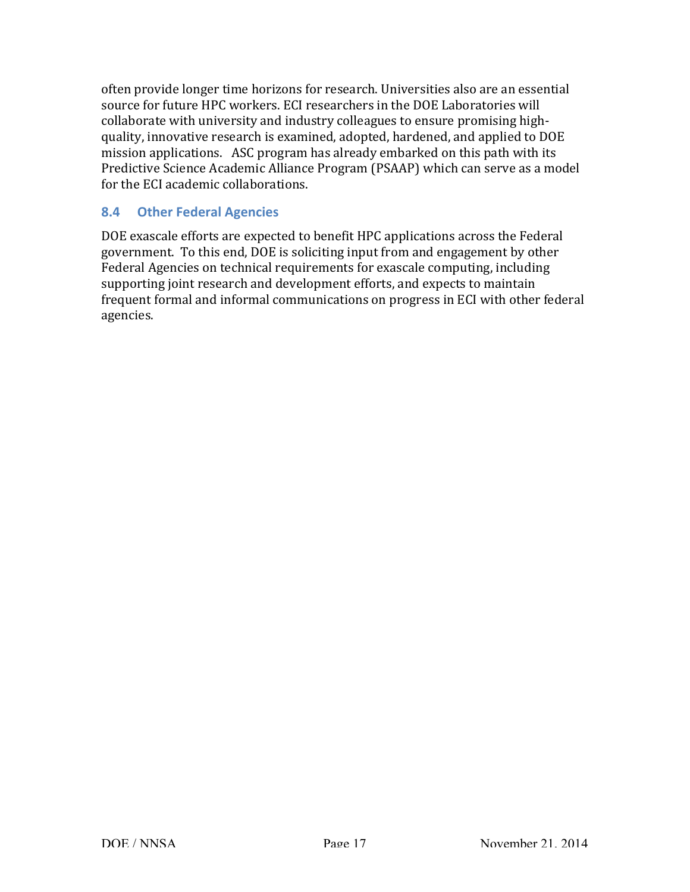often provide longer time horizons for research. Universities also are an essential source for future HPC workers. ECI researchers in the DOE Laboratories will collaborate with university and industry colleagues to ensure promising high-quality, innovative research is examined, adopted, hardened, and applied to DOE mission applications.   ASC program has already embarked on this path with its Predictive Science Academic Alliance Program (PSAAP) which can serve as a model for the ECI academic collaborations.

### 8.4 Other Federal Agencies

DOE exascale efforts are expected to benefit HPC applications across the Federal government.  To this end, DOE is soliciting input from and engagement by other Federal Agencies on technical requirements for exascale computing, including supporting joint research and development efforts, and expects to maintain frequent formal and informal communications on progress in ECI with other federal agencies.